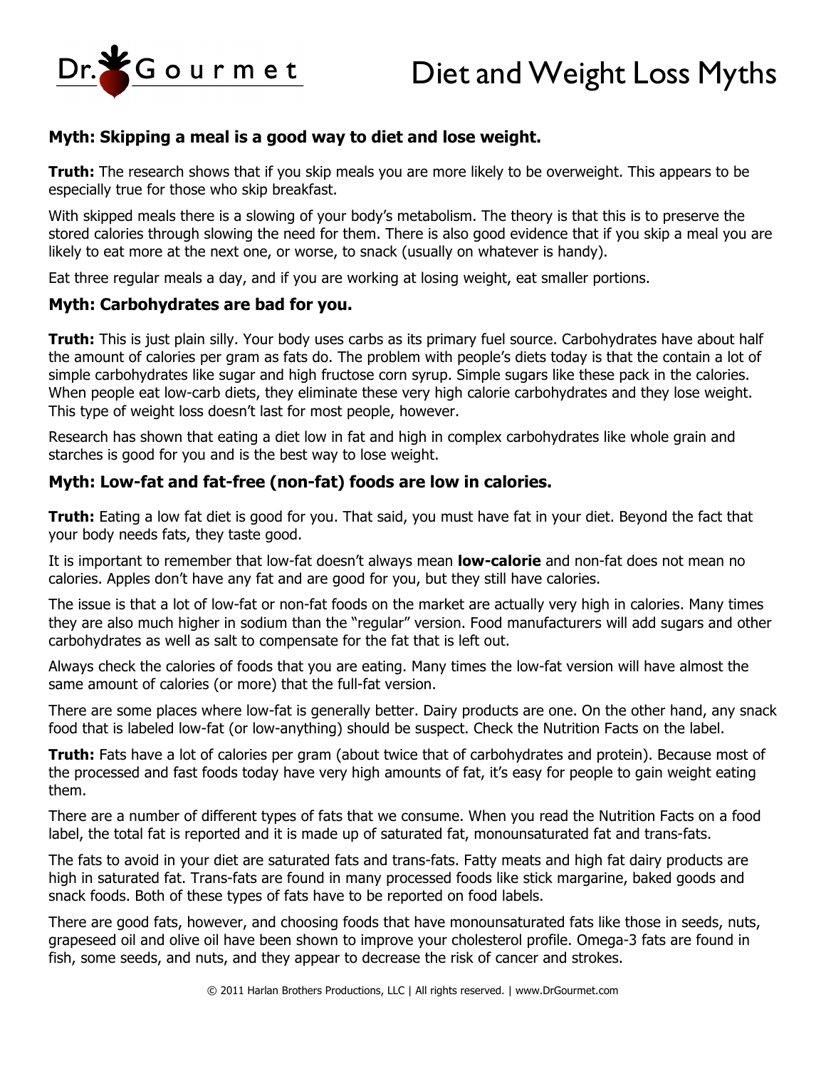Dr. Gourmet

# Diet and Weight Loss Myths

### Myth: Skipping a meal is a good way to diet and lose weight.

**Truth:** The research shows that if you skip meals you are more likely to be overweight. This appears to be especially true for those who skip breakfast.

With skipped meals there is a slowing of your body's metabolism. The theory is that this is to preserve the stored calories through slowing the need for them. There is also good evidence that if you skip a meal you are likely to eat more at the next one, or worse, to snack (usually on whatever is handy).

Eat three regular meals a day, and if you are working at losing weight, eat smaller portions.

### Myth: Carbohydrates are bad for you.

**Truth:** This is just plain silly. Your body uses carbs as its primary fuel source. Carbohydrates have about half the amount of calories per gram as fats do. The problem with people's diets today is that the contain a lot of simple carbohydrates like sugar and high fructose corn syrup. Simple sugars like these pack in the calories. When people eat low-carb diets, they eliminate these very high calorie carbohydrates and they lose weight. This type of weight loss doesn't last for most people, however.

Research has shown that eating a diet low in fat and high in complex carbohydrates like whole grain and starches is good for you and is the best way to lose weight.

### Myth: Low-fat and fat-free (non-fat) foods are low in calories.

**Truth:** Eating a low fat diet is good for you. That said, you must have fat in your diet. Beyond the fact that your body needs fats, they taste good.

It is important to remember that low-fat doesn't always mean **low-calorie** and non-fat does not mean no calories. Apples don't have any fat and are good for you, but they still have calories.

The issue is that a lot of low-fat or non-fat foods on the market are actually very high in calories. Many times they are also much higher in sodium than the "regular" version. Food manufacturers will add sugars and other carbohydrates as well as salt to compensate for the fat that is left out.

Always check the calories of foods that you are eating. Many times the low-fat version will have almost the same amount of calories (or more) that the full-fat version.

There are some places where low-fat is generally better. Dairy products are one. On the other hand, any snack food that is labeled low-fat (or low-anything) should be suspect. Check the Nutrition Facts on the label.

**Truth:** Fats have a lot of calories per gram (about twice that of carbohydrates and protein). Because most of the processed and fast foods today have very high amounts of fat, it's easy for people to gain weight eating them.

There are a number of different types of fats that we consume. When you read the Nutrition Facts on a food label, the total fat is reported and it is made up of saturated fat, monounsaturated fat and trans-fats.

The fats to avoid in your diet are saturated fats and trans-fats. Fatty meats and high fat dairy products are high in saturated fat. Trans-fats are found in many processed foods like stick margarine, baked goods and snack foods. Both of these types of fats have to be reported on food labels.

There are good fats, however, and choosing foods that have monounsaturated fats like those in seeds, nuts, grapeseed oil and olive oil have been shown to improve your cholesterol profile. Omega-3 fats are found in fish, some seeds, and nuts, and they appear to decrease the risk of cancer and strokes.

© 2011 Harlan Brothers Productions, LLC | All rights reserved. | www.DrGourmet.com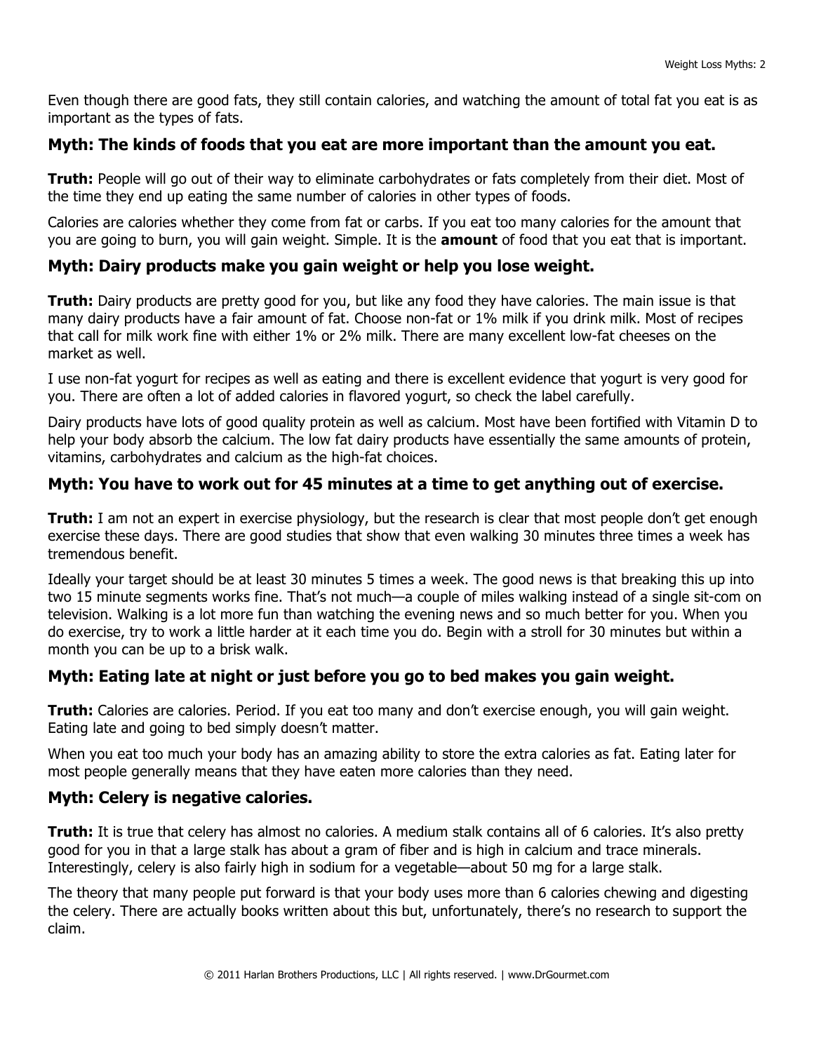Even though there are good fats, they still contain calories, and watching the amount of total fat you eat is as important as the types of fats.

### Myth: The kinds of foods that you eat are more important than the amount you eat.

**Truth:** People will go out of their way to eliminate carbohydrates or fats completely from their diet. Most of the time they end up eating the same number of calories in other types of foods.

Calories are calories whether they come from fat or carbs. If you eat too many calories for the amount that you are going to burn, you will gain weight. Simple. It is the **amount** of food that you eat that is important.

### Myth: Dairy products make you gain weight or help you lose weight.

**Truth:** Dairy products are pretty good for you, but like any food they have calories. The main issue is that many dairy products have a fair amount of fat. Choose non-fat or 1% milk if you drink milk. Most of recipes that call for milk work fine with either 1% or 2% milk. There are many excellent low-fat cheeses on the market as well.

I use non-fat yogurt for recipes as well as eating and there is excellent evidence that yogurt is very good for you. There are often a lot of added calories in flavored yogurt, so check the label carefully.

Dairy products have lots of good quality protein as well as calcium. Most have been fortified with Vitamin D to help your body absorb the calcium. The low fat dairy products have essentially the same amounts of protein, vitamins, carbohydrates and calcium as the high-fat choices.

### Myth: You have to work out for 45 minutes at a time to get anything out of exercise.

**Truth:** I am not an expert in exercise physiology, but the research is clear that most people don't get enough exercise these days. There are good studies that show that even walking 30 minutes three times a week has tremendous benefit.

Ideally your target should be at least 30 minutes 5 times a week. The good news is that breaking this up into two 15 minute segments works fine. That's not much—a couple of miles walking instead of a single sit-com on television. Walking is a lot more fun than watching the evening news and so much better for you. When you do exercise, try to work a little harder at it each time you do. Begin with a stroll for 30 minutes but within a month you can be up to a brisk walk.

### Myth: Eating late at night or just before you go to bed makes you gain weight.

**Truth:** Calories are calories. Period. If you eat too many and don't exercise enough, you will gain weight. Eating late and going to bed simply doesn't matter.

When you eat too much your body has an amazing ability to store the extra calories as fat. Eating later for most people generally means that they have eaten more calories than they need.

### Myth: Celery is negative calories.

**Truth:** It is true that celery has almost no calories. A medium stalk contains all of 6 calories. It's also pretty good for you in that a large stalk has about a gram of fiber and is high in calcium and trace minerals. Interestingly, celery is also fairly high in sodium for a vegetable—about 50 mg for a large stalk.

The theory that many people put forward is that your body uses more than 6 calories chewing and digesting the celery. There are actually books written about this but, unfortunately, there's no research to support the claim.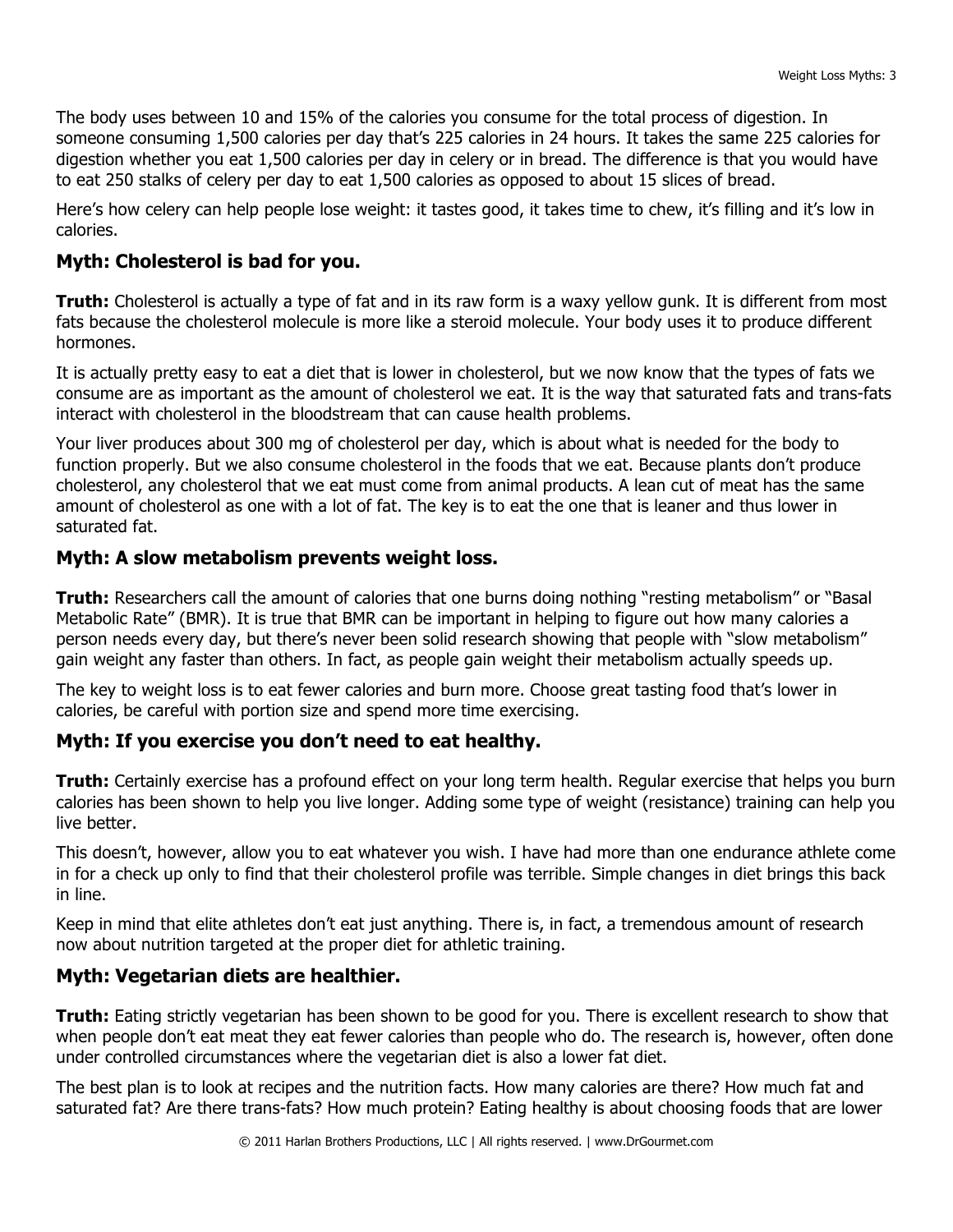The body uses between 10 and 15% of the calories you consume for the total process of digestion. In someone consuming 1,500 calories per day that's 225 calories in 24 hours. It takes the same 225 calories for digestion whether you eat 1,500 calories per day in celery or in bread. The difference is that you would have to eat 250 stalks of celery per day to eat 1,500 calories as opposed to about 15 slices of bread.

Here's how celery can help people lose weight: it tastes good, it takes time to chew, it's filling and it's low in calories.

### Myth: Cholesterol is bad for you.

**Truth:** Cholesterol is actually a type of fat and in its raw form is a waxy yellow gunk. It is different from most fats because the cholesterol molecule is more like a steroid molecule. Your body uses it to produce different hormones.

It is actually pretty easy to eat a diet that is lower in cholesterol, but we now know that the types of fats we consume are as important as the amount of cholesterol we eat. It is the way that saturated fats and trans-fats interact with cholesterol in the bloodstream that can cause health problems.

Your liver produces about 300 mg of cholesterol per day, which is about what is needed for the body to function properly. But we also consume cholesterol in the foods that we eat. Because plants don't produce cholesterol, any cholesterol that we eat must come from animal products. A lean cut of meat has the same amount of cholesterol as one with a lot of fat. The key is to eat the one that is leaner and thus lower in saturated fat.

### Myth: A slow metabolism prevents weight loss.

**Truth:** Researchers call the amount of calories that one burns doing nothing "resting metabolism" or "Basal Metabolic Rate" (BMR). It is true that BMR can be important in helping to figure out how many calories a person needs every day, but there's never been solid research showing that people with "slow metabolism" gain weight any faster than others. In fact, as people gain weight their metabolism actually speeds up.

The key to weight loss is to eat fewer calories and burn more. Choose great tasting food that's lower in calories, be careful with portion size and spend more time exercising.

### Myth: If you exercise you don't need to eat healthy.

**Truth:** Certainly exercise has a profound effect on your long term health. Regular exercise that helps you burn calories has been shown to help you live longer. Adding some type of weight (resistance) training can help you live better.

This doesn't, however, allow you to eat whatever you wish. I have had more than one endurance athlete come in for a check up only to find that their cholesterol profile was terrible. Simple changes in diet brings this back in line.

Keep in mind that elite athletes don't eat just anything. There is, in fact, a tremendous amount of research now about nutrition targeted at the proper diet for athletic training.

### Myth: Vegetarian diets are healthier.

**Truth:** Eating strictly vegetarian has been shown to be good for you. There is excellent research to show that when people don't eat meat they eat fewer calories than people who do. The research is, however, often done under controlled circumstances where the vegetarian diet is also a lower fat diet.

The best plan is to look at recipes and the nutrition facts. How many calories are there? How much fat and saturated fat? Are there trans-fats? How much protein? Eating healthy is about choosing foods that are lower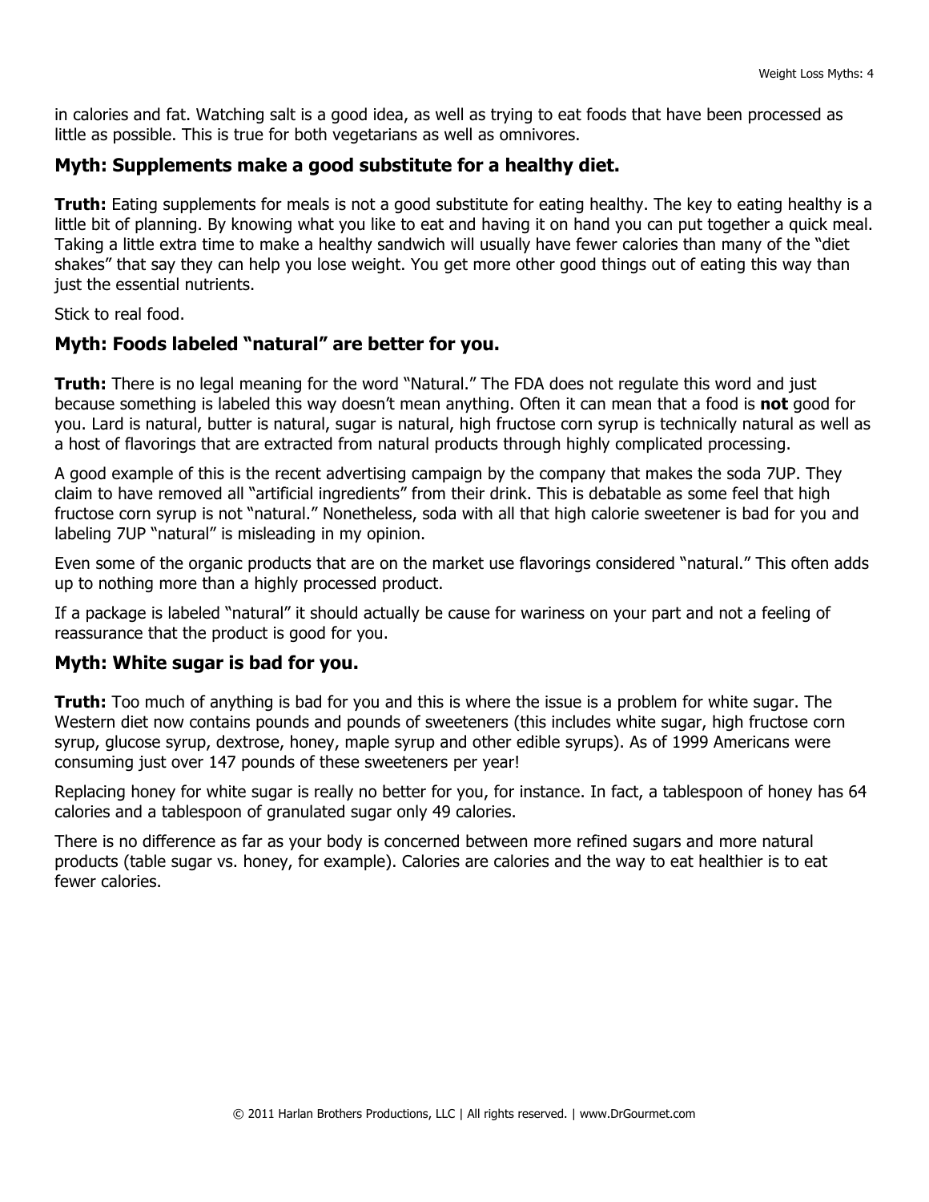in calories and fat. Watching salt is a good idea, as well as trying to eat foods that have been processed as little as possible. This is true for both vegetarians as well as omnivores.

### Myth: Supplements make a good substitute for a healthy diet.

**Truth:** Eating supplements for meals is not a good substitute for eating healthy. The key to eating healthy is a little bit of planning. By knowing what you like to eat and having it on hand you can put together a quick meal. Taking a little extra time to make a healthy sandwich will usually have fewer calories than many of the "diet shakes" that say they can help you lose weight. You get more other good things out of eating this way than just the essential nutrients.

Stick to real food.

### Myth: Foods labeled "natural" are better for you.

**Truth:** There is no legal meaning for the word "Natural." The FDA does not regulate this word and just because something is labeled this way doesn't mean anything. Often it can mean that a food is **not** good for you. Lard is natural, butter is natural, sugar is natural, high fructose corn syrup is technically natural as well as a host of flavorings that are extracted from natural products through highly complicated processing.

A good example of this is the recent advertising campaign by the company that makes the soda 7UP. They claim to have removed all "artificial ingredients" from their drink. This is debatable as some feel that high fructose corn syrup is not "natural." Nonetheless, soda with all that high calorie sweetener is bad for you and labeling 7UP "natural" is misleading in my opinion.

Even some of the organic products that are on the market use flavorings considered "natural." This often adds up to nothing more than a highly processed product.

If a package is labeled "natural" it should actually be cause for wariness on your part and not a feeling of reassurance that the product is good for you.

### Myth: White sugar is bad for you.

**Truth:** Too much of anything is bad for you and this is where the issue is a problem for white sugar. The Western diet now contains pounds and pounds of sweeteners (this includes white sugar, high fructose corn syrup, glucose syrup, dextrose, honey, maple syrup and other edible syrups). As of 1999 Americans were consuming just over 147 pounds of these sweeteners per year!

Replacing honey for white sugar is really no better for you, for instance. In fact, a tablespoon of honey has 64 calories and a tablespoon of granulated sugar only 49 calories.

There is no difference as far as your body is concerned between more refined sugars and more natural products (table sugar vs. honey, for example). Calories are calories and the way to eat healthier is to eat fewer calories.

© 2011 Harlan Brothers Productions, LLC | All rights reserved. | www.DrGourmet.com